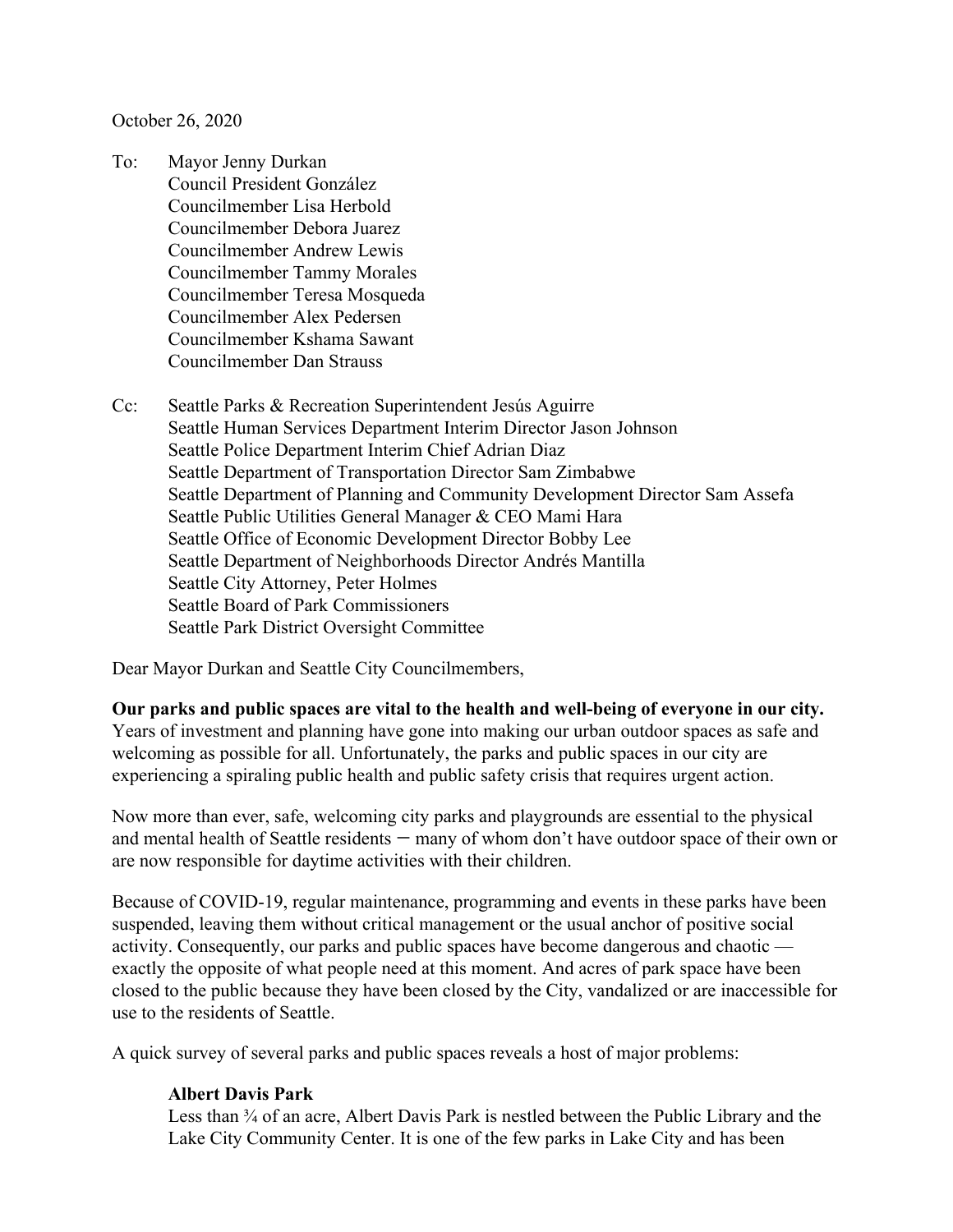October 26, 2020

To: Mayor Jenny Durkan
Council President González
Councilmember Lisa Herbold
Councilmember Debora Juarez
Councilmember Andrew Lewis
Councilmember Tammy Morales
Councilmember Teresa Mosqueda
Councilmember Alex Pedersen
Councilmember Kshama Sawant
Councilmember Dan Strauss

Cc: Seattle Parks & Recreation Superintendent Jesús Aguirre
Seattle Human Services Department Interim Director Jason Johnson
Seattle Police Department Interim Chief Adrian Diaz
Seattle Department of Transportation Director Sam Zimbabwe
Seattle Department of Planning and Community Development Director Sam Assefa
Seattle Public Utilities General Manager & CEO Mami Hara
Seattle Office of Economic Development Director Bobby Lee
Seattle Department of Neighborhoods Director Andrés Mantilla
Seattle City Attorney, Peter Holmes
Seattle Board of Park Commissioners
Seattle Park District Oversight Committee

Dear Mayor Durkan and Seattle City Councilmembers,

**Our parks and public spaces are vital to the health and well-being of everyone in our city.** Years of investment and planning have gone into making our urban outdoor spaces as safe and welcoming as possible for all. Unfortunately, the parks and public spaces in our city are experiencing a spiraling public health and public safety crisis that requires urgent action.

Now more than ever, safe, welcoming city parks and playgrounds are essential to the physical and mental health of Seattle residents – many of whom don't have outdoor space of their own or are now responsible for daytime activities with their children.

Because of COVID-19, regular maintenance, programming and events in these parks have been suspended, leaving them without critical management or the usual anchor of positive social activity. Consequently, our parks and public spaces have become dangerous and chaotic — exactly the opposite of what people need at this moment. And acres of park space have been closed to the public because they have been closed by the City, vandalized or are inaccessible for use to the residents of Seattle.

A quick survey of several parks and public spaces reveals a host of major problems:

**Albert Davis Park**

Less than ¾ of an acre, Albert Davis Park is nestled between the Public Library and the Lake City Community Center. It is one of the few parks in Lake City and has been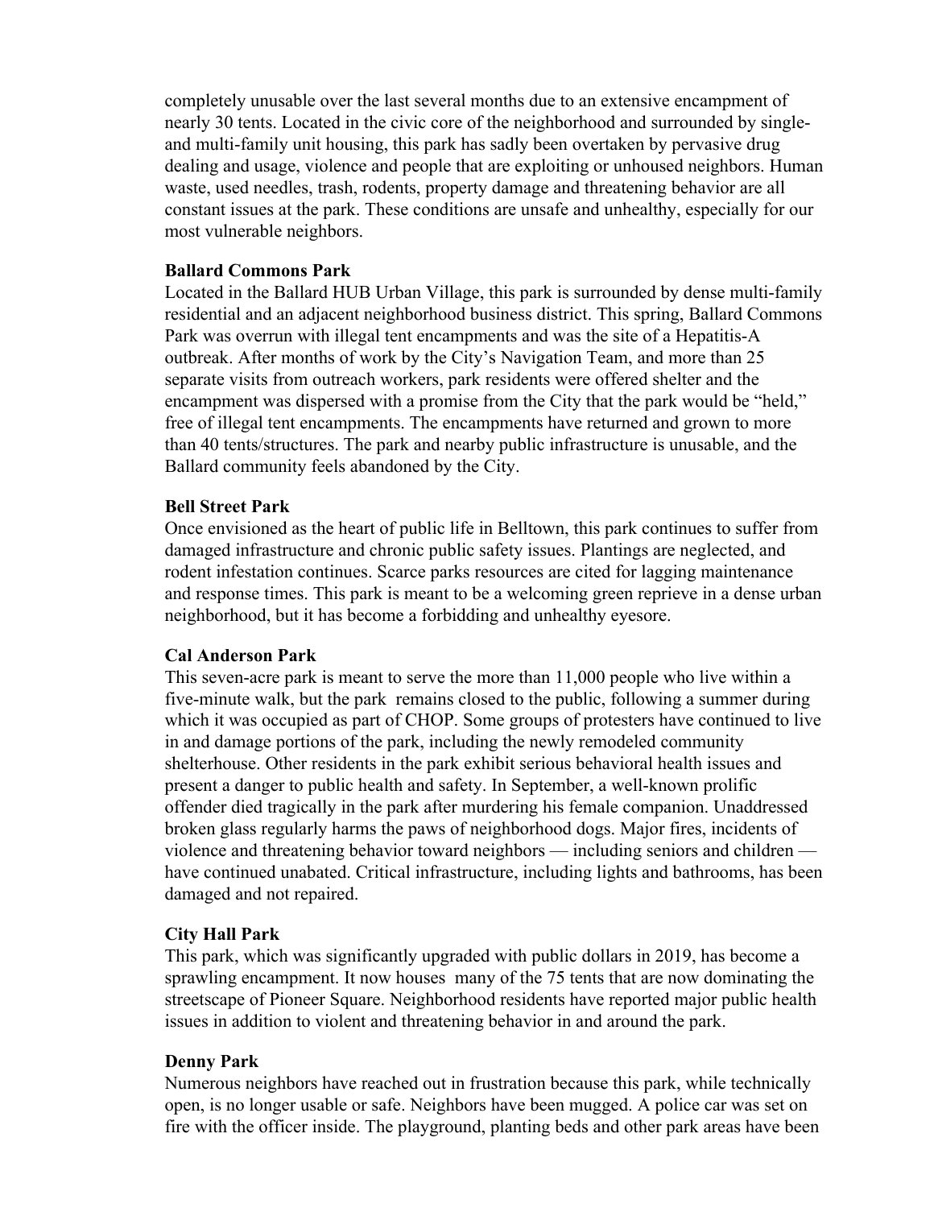completely unusable over the last several months due to an extensive encampment of nearly 30 tents. Located in the civic core of the neighborhood and surrounded by single- and multi-family unit housing, this park has sadly been overtaken by pervasive drug dealing and usage, violence and people that are exploiting or unhoused neighbors. Human waste, used needles, trash, rodents, property damage and threatening behavior are all constant issues at the park. These conditions are unsafe and unhealthy, especially for our most vulnerable neighbors.

**Ballard Commons Park**

Located in the Ballard HUB Urban Village, this park is surrounded by dense multi-family residential and an adjacent neighborhood business district. This spring, Ballard Commons Park was overrun with illegal tent encampments and was the site of a Hepatitis-A outbreak. After months of work by the City's Navigation Team, and more than 25 separate visits from outreach workers, park residents were offered shelter and the encampment was dispersed with a promise from the City that the park would be "held," free of illegal tent encampments. The encampments have returned and grown to more than 40 tents/structures. The park and nearby public infrastructure is unusable, and the Ballard community feels abandoned by the City.

**Bell Street Park**

Once envisioned as the heart of public life in Belltown, this park continues to suffer from damaged infrastructure and chronic public safety issues. Plantings are neglected, and rodent infestation continues. Scarce parks resources are cited for lagging maintenance and response times. This park is meant to be a welcoming green reprieve in a dense urban neighborhood, but it has become a forbidding and unhealthy eyesore.

**Cal Anderson Park**

This seven-acre park is meant to serve the more than 11,000 people who live within a five-minute walk, but the park remains closed to the public, following a summer during which it was occupied as part of CHOP. Some groups of protesters have continued to live in and damage portions of the park, including the newly remodeled community shelterhouse. Other residents in the park exhibit serious behavioral health issues and present a danger to public health and safety. In September, a well-known prolific offender died tragically in the park after murdering his female companion. Unaddressed broken glass regularly harms the paws of neighborhood dogs. Major fires, incidents of violence and threatening behavior toward neighbors — including seniors and children — have continued unabated. Critical infrastructure, including lights and bathrooms, has been damaged and not repaired.

**City Hall Park**

This park, which was significantly upgraded with public dollars in 2019, has become a sprawling encampment. It now houses many of the 75 tents that are now dominating the streetscape of Pioneer Square. Neighborhood residents have reported major public health issues in addition to violent and threatening behavior in and around the park.

**Denny Park**

Numerous neighbors have reached out in frustration because this park, while technically open, is no longer usable or safe. Neighbors have been mugged. A police car was set on fire with the officer inside. The playground, planting beds and other park areas have been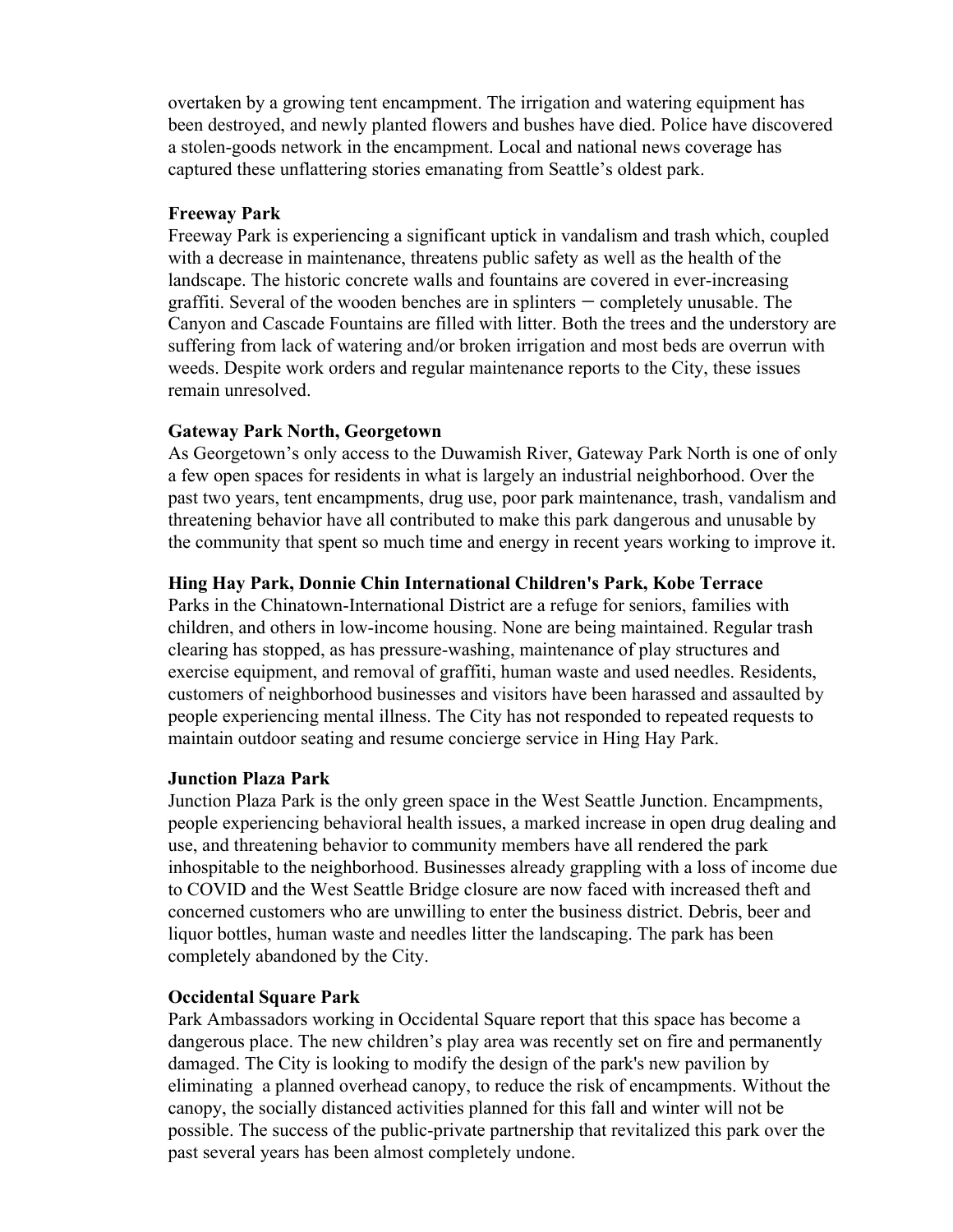overtaken by a growing tent encampment. The irrigation and watering equipment has been destroyed, and newly planted flowers and bushes have died. Police have discovered a stolen-goods network in the encampment. Local and national news coverage has captured these unflattering stories emanating from Seattle's oldest park.

**Freeway Park**

Freeway Park is experiencing a significant uptick in vandalism and trash which, coupled with a decrease in maintenance, threatens public safety as well as the health of the landscape. The historic concrete walls and fountains are covered in ever-increasing graffiti. Several of the wooden benches are in splinters – completely unusable. The Canyon and Cascade Fountains are filled with litter. Both the trees and the understory are suffering from lack of watering and/or broken irrigation and most beds are overrun with weeds. Despite work orders and regular maintenance reports to the City, these issues remain unresolved.

**Gateway Park North, Georgetown**

As Georgetown's only access to the Duwamish River, Gateway Park North is one of only a few open spaces for residents in what is largely an industrial neighborhood. Over the past two years, tent encampments, drug use, poor park maintenance, trash, vandalism and threatening behavior have all contributed to make this park dangerous and unusable by the community that spent so much time and energy in recent years working to improve it.

**Hing Hay Park, Donnie Chin International Children's Park, Kobe Terrace**

Parks in the Chinatown-International District are a refuge for seniors, families with children, and others in low-income housing. None are being maintained. Regular trash clearing has stopped, as has pressure-washing, maintenance of play structures and exercise equipment, and removal of graffiti, human waste and used needles. Residents, customers of neighborhood businesses and visitors have been harassed and assaulted by people experiencing mental illness. The City has not responded to repeated requests to maintain outdoor seating and resume concierge service in Hing Hay Park.

**Junction Plaza Park**

Junction Plaza Park is the only green space in the West Seattle Junction. Encampments, people experiencing behavioral health issues, a marked increase in open drug dealing and use, and threatening behavior to community members have all rendered the park inhospitable to the neighborhood. Businesses already grappling with a loss of income due to COVID and the West Seattle Bridge closure are now faced with increased theft and concerned customers who are unwilling to enter the business district. Debris, beer and liquor bottles, human waste and needles litter the landscaping. The park has been completely abandoned by the City.

**Occidental Square Park**

Park Ambassadors working in Occidental Square report that this space has become a dangerous place. The new children's play area was recently set on fire and permanently damaged. The City is looking to modify the design of the park's new pavilion by eliminating a planned overhead canopy, to reduce the risk of encampments. Without the canopy, the socially distanced activities planned for this fall and winter will not be possible. The success of the public-private partnership that revitalized this park over the past several years has been almost completely undone.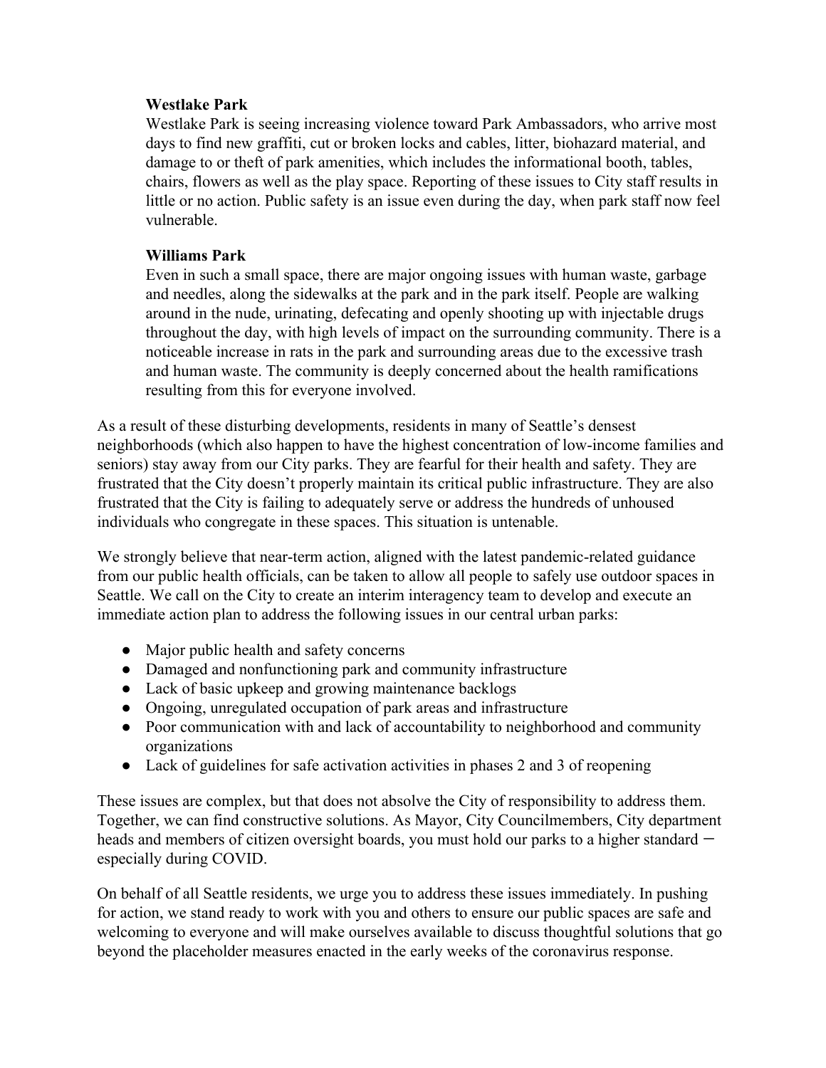**Westlake Park**

Westlake Park is seeing increasing violence toward Park Ambassadors, who arrive most days to find new graffiti, cut or broken locks and cables, litter, biohazard material, and damage to or theft of park amenities, which includes the informational booth, tables, chairs, flowers as well as the play space. Reporting of these issues to City staff results in little or no action. Public safety is an issue even during the day, when park staff now feel vulnerable.

**Williams Park**

Even in such a small space, there are major ongoing issues with human waste, garbage and needles, along the sidewalks at the park and in the park itself. People are walking around in the nude, urinating, defecating and openly shooting up with injectable drugs throughout the day, with high levels of impact on the surrounding community. There is a noticeable increase in rats in the park and surrounding areas due to the excessive trash and human waste. The community is deeply concerned about the health ramifications resulting from this for everyone involved.

As a result of these disturbing developments, residents in many of Seattle's densest neighborhoods (which also happen to have the highest concentration of low-income families and seniors) stay away from our City parks. They are fearful for their health and safety. They are frustrated that the City doesn't properly maintain its critical public infrastructure. They are also frustrated that the City is failing to adequately serve or address the hundreds of unhoused individuals who congregate in these spaces. This situation is untenable.

We strongly believe that near-term action, aligned with the latest pandemic-related guidance from our public health officials, can be taken to allow all people to safely use outdoor spaces in Seattle. We call on the City to create an interim interagency team to develop and execute an immediate action plan to address the following issues in our central urban parks:

- Major public health and safety concerns
- Damaged and nonfunctioning park and community infrastructure
- Lack of basic upkeep and growing maintenance backlogs
- Ongoing, unregulated occupation of park areas and infrastructure
- Poor communication with and lack of accountability to neighborhood and community organizations
- Lack of guidelines for safe activation activities in phases 2 and 3 of reopening

These issues are complex, but that does not absolve the City of responsibility to address them. Together, we can find constructive solutions. As Mayor, City Councilmembers, City department heads and members of citizen oversight boards, you must hold our parks to a higher standard – especially during COVID.

On behalf of all Seattle residents, we urge you to address these issues immediately. In pushing for action, we stand ready to work with you and others to ensure our public spaces are safe and welcoming to everyone and will make ourselves available to discuss thoughtful solutions that go beyond the placeholder measures enacted in the early weeks of the coronavirus response.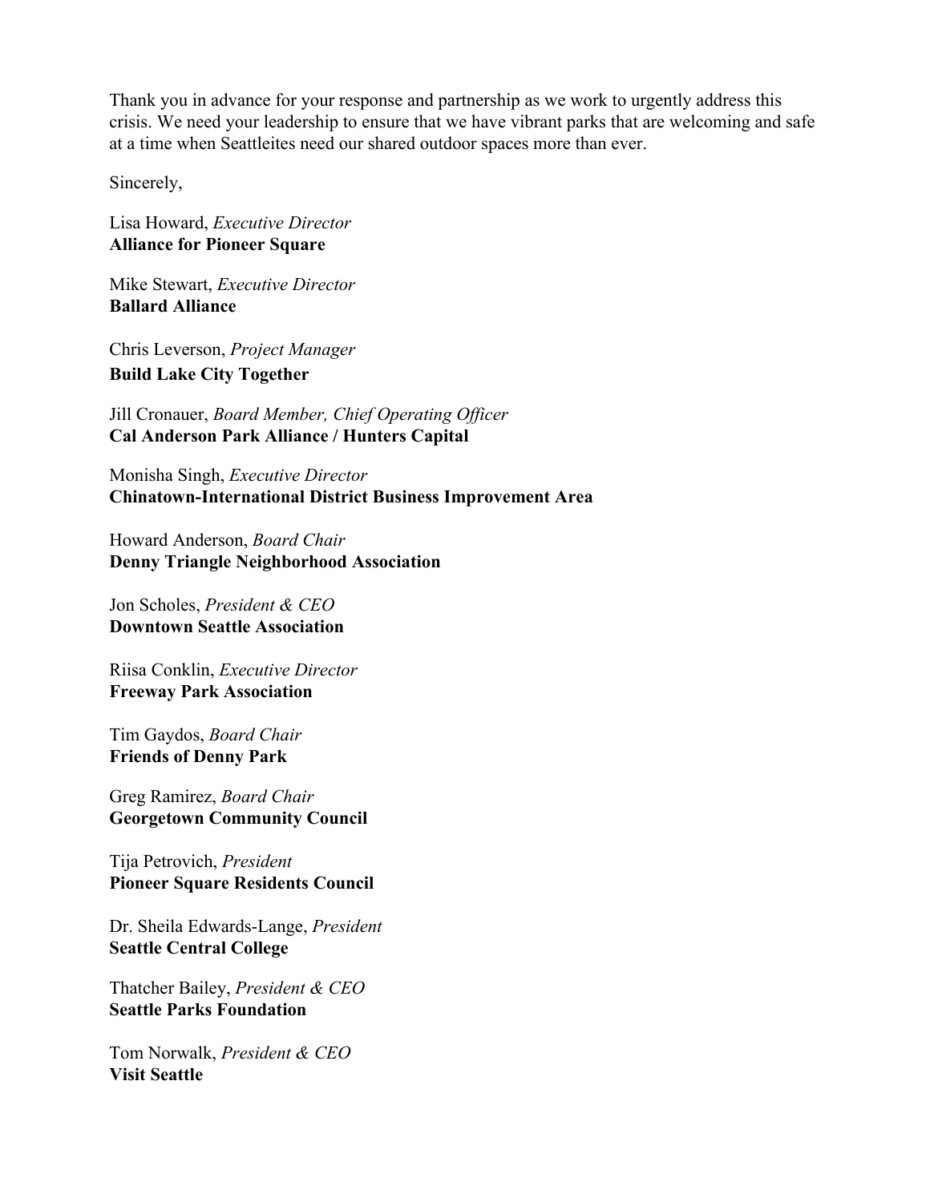Thank you in advance for your response and partnership as we work to urgently address this crisis. We need your leadership to ensure that we have vibrant parks that are welcoming and safe at a time when Seattleites need our shared outdoor spaces more than ever.

Sincerely,

Lisa Howard, *Executive Director*
**Alliance for Pioneer Square**

Mike Stewart, *Executive Director*
**Ballard Alliance**

Chris Leverson, *Project Manager*
**Build Lake City Together**

Jill Cronauer, *Board Member, Chief Operating Officer*
**Cal Anderson Park Alliance / Hunters Capital**

Monisha Singh, *Executive Director*
**Chinatown-International District Business Improvement Area**

Howard Anderson, *Board Chair*
**Denny Triangle Neighborhood Association**

Jon Scholes, *President & CEO*
**Downtown Seattle Association**

Riisa Conklin, *Executive Director*
**Freeway Park Association**

Tim Gaydos, *Board Chair*
**Friends of Denny Park**

Greg Ramirez, *Board Chair*
**Georgetown Community Council**

Tija Petrovich, *President*
**Pioneer Square Residents Council**

Dr. Sheila Edwards-Lange, *President*
**Seattle Central College**

Thatcher Bailey, *President & CEO*
**Seattle Parks Foundation**

Tom Norwalk, *President & CEO*
**Visit Seattle**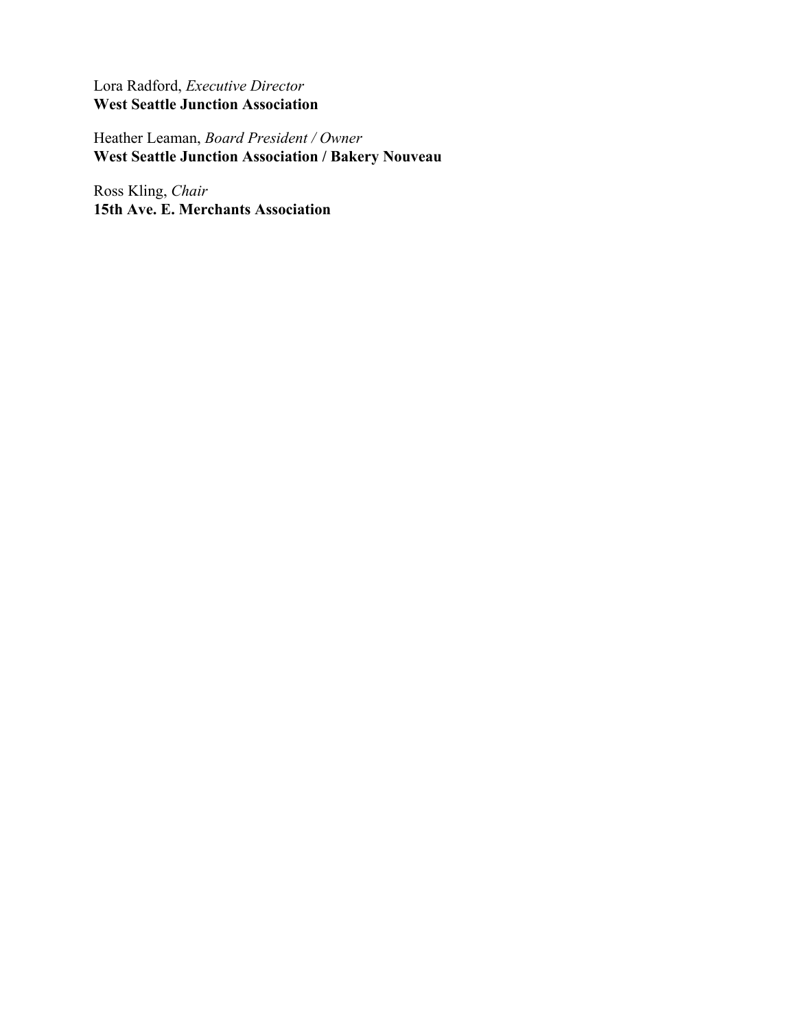Lora Radford, *Executive Director*
**West Seattle Junction Association**

Heather Leaman, *Board President / Owner*
**West Seattle Junction Association / Bakery Nouveau**

Ross Kling, *Chair*
**15th Ave. E. Merchants Association**